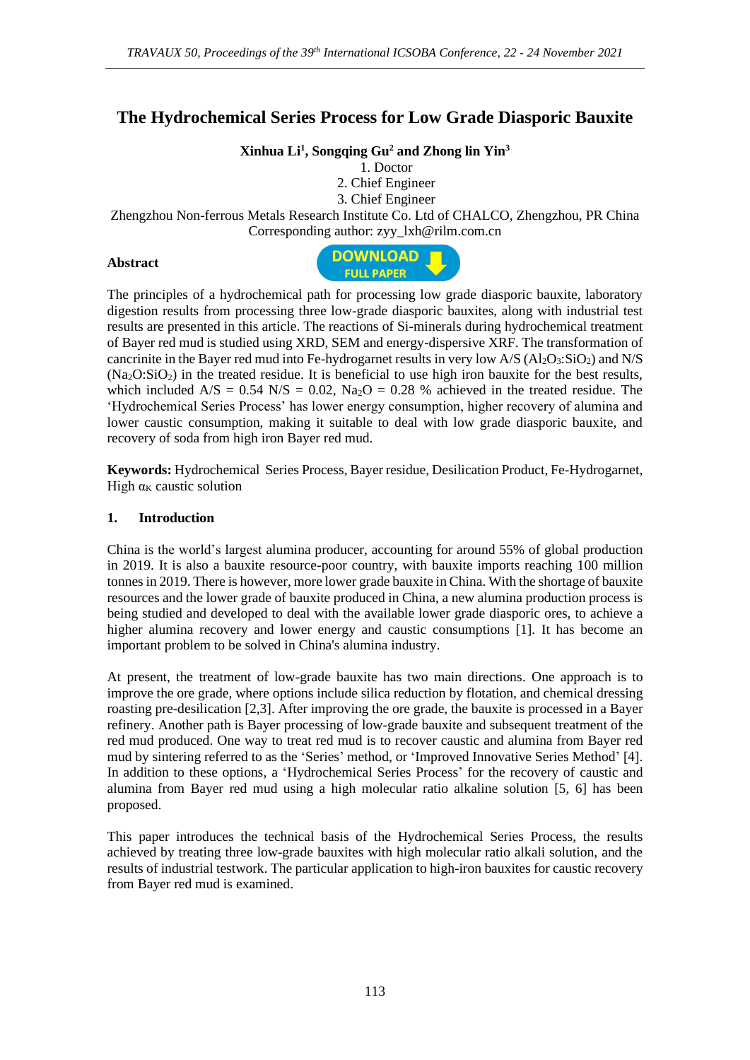# The Hydrochemical Series Process for Low Grade Diasporic Bauxite

**Xinhua Li[1], Songqing Gu[2] and Zhong lin Yin[3]**

1. Doctor
2. Chief Engineer
3. Chief Engineer

Zhengzhou Non-ferrous Metals Research Institute Co. Ltd of CHALCO, Zhengzhou, PR China
Corresponding author: zyy_lxh@rilm.com.cn

**Abstract**

The principles of a hydrochemical path for processing low grade diasporic bauxite, laboratory digestion results from processing three low-grade diasporic bauxites, along with industrial test results are presented in this article. The reactions of Si-minerals during hydrochemical treatment of Bayer red mud is studied using XRD, SEM and energy-dispersive XRF. The transformation of cancrinite in the Bayer red mud into Fe-hydrogarnet results in very low A/S ($Al_2O_3$:$SiO_2$) and N/S ($Na_2O$:$SiO_2$) in the treated residue. It is beneficial to use high iron bauxite for the best results, which included A/S = 0.54 N/S = 0.02, $Na_2O$ = 0.28 % achieved in the treated residue. The 'Hydrochemical Series Process' has lower energy consumption, higher recovery of alumina and lower caustic consumption, making it suitable to deal with low grade diasporic bauxite, and recovery of soda from high iron Bayer red mud.

**Keywords:** Hydrochemical Series Process, Bayer residue, Desilication Product, Fe-Hydrogarnet, High $\alpha_K$ caustic solution

## 1. Introduction

China is the world's largest alumina producer, accounting for around 55% of global production in 2019. It is also a bauxite resource-poor country, with bauxite imports reaching 100 million tonnes in 2019. There is however, more lower grade bauxite in China. With the shortage of bauxite resources and the lower grade of bauxite produced in China, a new alumina production process is being studied and developed to deal with the available lower grade diasporic ores, to achieve a higher alumina recovery and lower energy and caustic consumptions [1]. It has become an important problem to be solved in China's alumina industry.

At present, the treatment of low-grade bauxite has two main directions. One approach is to improve the ore grade, where options include silica reduction by flotation, and chemical dressing roasting pre-desilication [2,3]. After improving the ore grade, the bauxite is processed in a Bayer refinery. Another path is Bayer processing of low-grade bauxite and subsequent treatment of the red mud produced. One way to treat red mud is to recover caustic and alumina from Bayer red mud by sintering referred to as the 'Series' method, or 'Improved Innovative Series Method' [4]. In addition to these options, a 'Hydrochemical Series Process' for the recovery of caustic and alumina from Bayer red mud using a high molecular ratio alkaline solution [5, 6] has been proposed.

This paper introduces the technical basis of the Hydrochemical Series Process, the results achieved by treating three low-grade bauxites with high molecular ratio alkali solution, and the results of industrial testwork. The particular application to high-iron bauxites for caustic recovery from Bayer red mud is examined.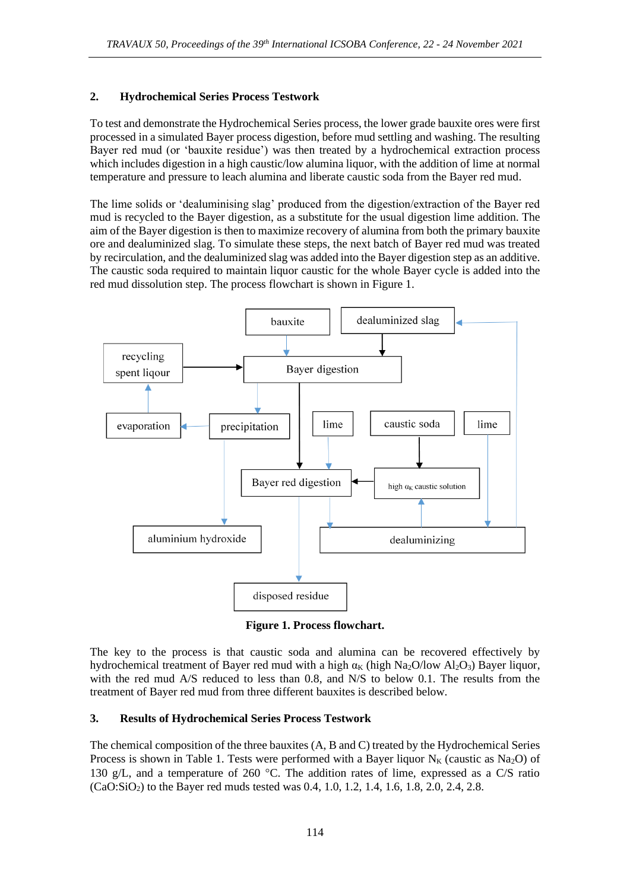## 2. Hydrochemical Series Process Testwork

To test and demonstrate the Hydrochemical Series process, the lower grade bauxite ores were first processed in a simulated Bayer process digestion, before mud settling and washing. The resulting Bayer red mud (or 'bauxite residue') was then treated by a hydrochemical extraction process which includes digestion in a high caustic/low alumina liquor, with the addition of lime at normal temperature and pressure to leach alumina and liberate caustic soda from the Bayer red mud.

The lime solids or 'dealuminising slag' produced from the digestion/extraction of the Bayer red mud is recycled to the Bayer digestion, as a substitute for the usual digestion lime addition. The aim of the Bayer digestion is then to maximize recovery of alumina from both the primary bauxite ore and dealuminized slag. To simulate these steps, the next batch of Bayer red mud was treated by recirculation, and the dealuminized slag was added into the Bayer digestion step as an additive. The caustic soda required to maintain liquor caustic for the whole Bayer cycle is added into the red mud dissolution step. The process flowchart is shown in Figure 1.

**Figure 1. Process flowchart.**

The key to the process is that caustic soda and alumina can be recovered effectively by hydrochemical treatment of Bayer red mud with a high $\alpha_K$ (high $Na_2O$/low $Al_2O_3$) Bayer liquor, with the red mud A/S reduced to less than 0.8, and N/S to below 0.1. The results from the treatment of Bayer red mud from three different bauxites is described below.

## 3. Results of Hydrochemical Series Process Testwork

The chemical composition of the three bauxites (A, B and C) treated by the Hydrochemical Series Process is shown in Table 1. Tests were performed with a Bayer liquor $N_K$ (caustic as $Na_2O$) of 130 g/L, and a temperature of 260 °C. The addition rates of lime, expressed as a C/S ratio ($CaO:SiO_2$) to the Bayer red muds tested was 0.4, 1.0, 1.2, 1.4, 1.6, 1.8, 2.0, 2.4, 2.8.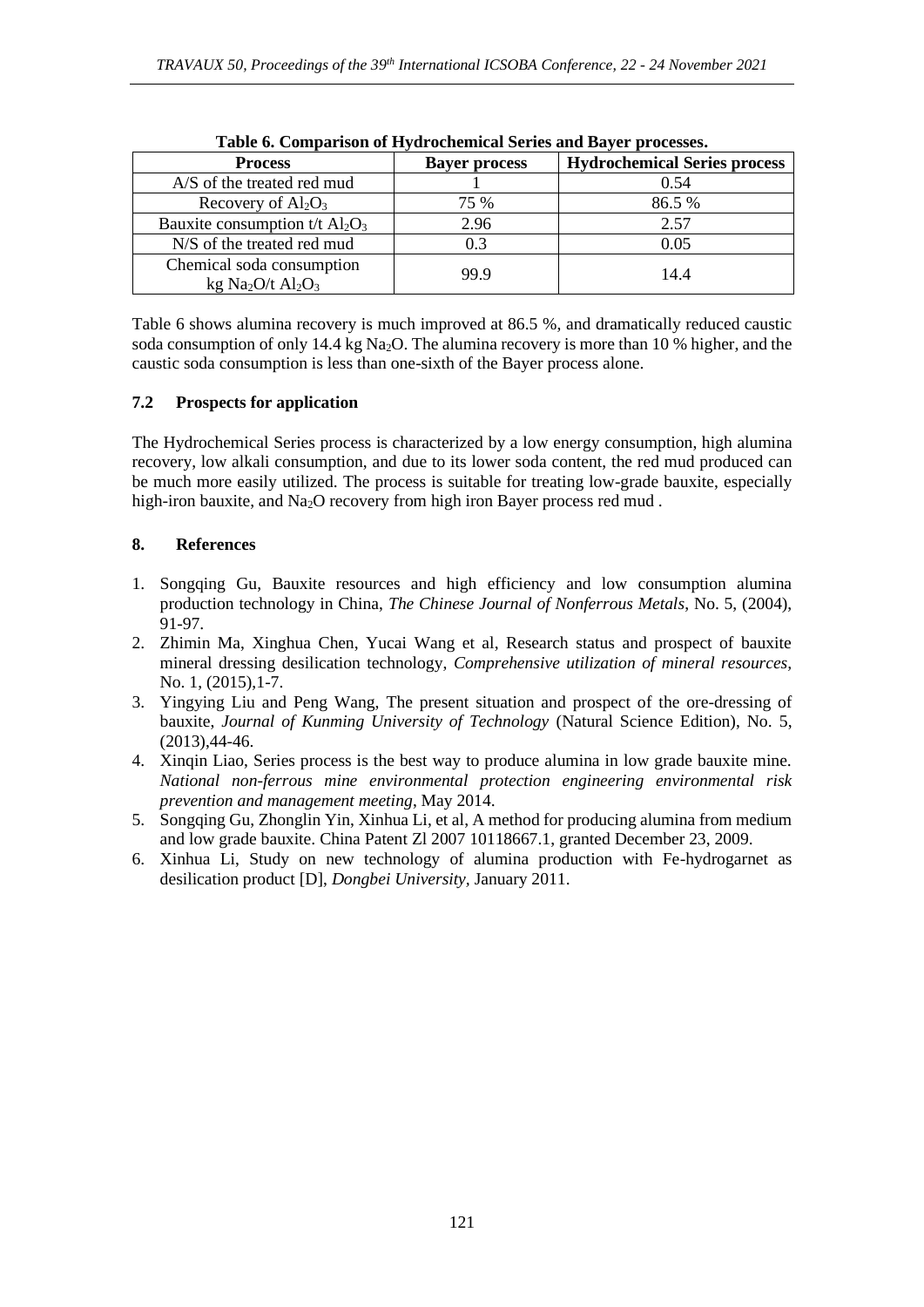**Table 6. Comparison of Hydrochemical Series and Bayer processes.**

| Process | Bayer process | Hydrochemical Series process |
|---|---|---|
| A/S of the treated red mud | 1 | 0.54 |
| Recovery of $Al_2O_3$ | 75 % | 86.5 % |
| Bauxite consumption t/t $Al_2O_3$ | 2.96 | 2.57 |
| N/S of the treated red mud | 0.3 | 0.05 |
| Chemical soda consumption kg $Na_2O$/t $Al_2O_3$ | 99.9 | 14.4 |

Table 6 shows alumina recovery is much improved at 86.5 %, and dramatically reduced caustic soda consumption of only 14.4 kg $Na_2O$. The alumina recovery is more than 10 % higher, and the caustic soda consumption is less than one-sixth of the Bayer process alone.

### 7.2 Prospects for application

The Hydrochemical Series process is characterized by a low energy consumption, high alumina recovery, low alkali consumption, and due to its lower soda content, the red mud produced can be much more easily utilized. The process is suitable for treating low-grade bauxite, especially high-iron bauxite, and $Na_2O$ recovery from high iron Bayer process red mud .

## 8. References

1. Songqing Gu, Bauxite resources and high efficiency and low consumption alumina production technology in China, *The Chinese Journal of Nonferrous Metals*, No. 5, (2004), 91-97.
2. Zhimin Ma, Xinghua Chen, Yucai Wang et al, Research status and prospect of bauxite mineral dressing desilication technology, *Comprehensive utilization of mineral resources,* No. 1, (2015),1-7.
3. Yingying Liu and Peng Wang, The present situation and prospect of the ore-dressing of bauxite, *Journal of Kunming University of Technology* (Natural Science Edition), No. 5, (2013),44-46.
4. Xinqin Liao, Series process is the best way to produce alumina in low grade bauxite mine. *National non-ferrous mine environmental protection engineering environmental risk prevention and management meeting*, May 2014.
5. Songqing Gu, Zhonglin Yin, Xinhua Li, et al, A method for producing alumina from medium and low grade bauxite. China Patent Zl 2007 10118667.1, granted December 23, 2009.
6. Xinhua Li, Study on new technology of alumina production with Fe-hydrogarnet as desilication product [D], *Dongbei University,* January 2011.